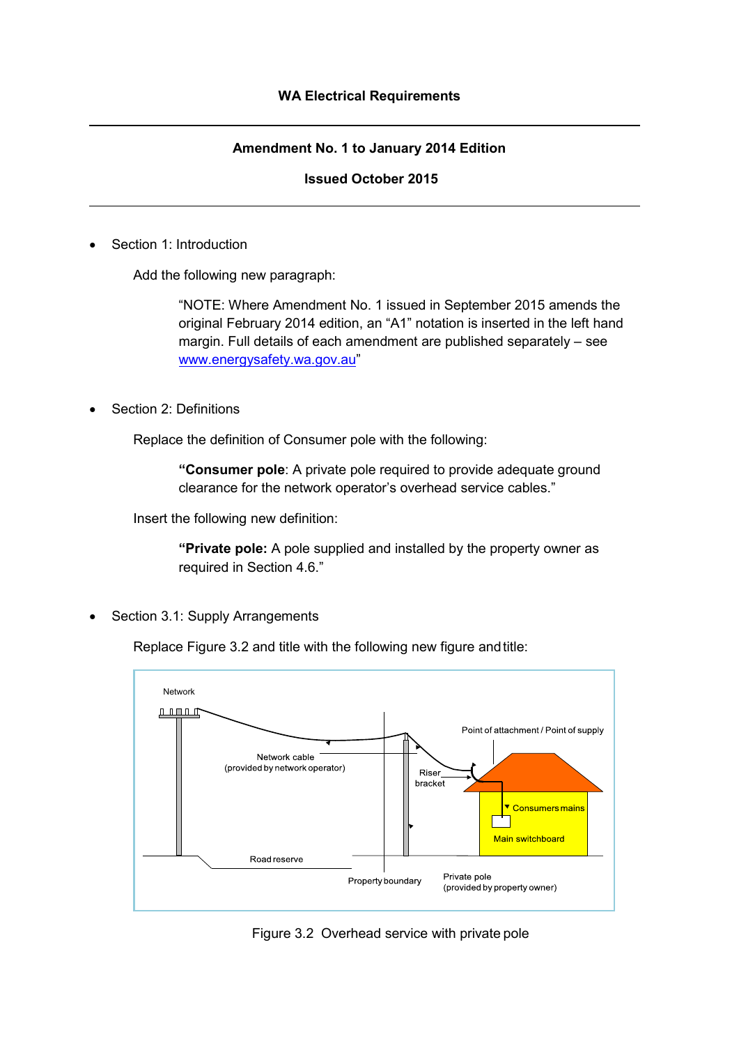**WA Electrical Requirements**

---

**Amendment No. 1 to January 2014 Edition**

**Issued October 2015**

---

- Section 1: Introduction

  Add the following new paragraph:

  > "NOTE: Where Amendment No. 1 issued in September 2015 amends the original February 2014 edition, an "A1" notation is inserted in the left hand margin. Full details of each amendment are published separately – see www.energysafety.wa.gov.au"

- Section 2: Definitions

  Replace the definition of Consumer pole with the following:

  > **"Consumer pole**: A private pole required to provide adequate ground clearance for the network operator's overhead service cables."

  Insert the following new definition:

  > **"Private pole:** A pole supplied and installed by the property owner as required in Section 4.6."

- Section 3.1: Supply Arrangements

  Replace Figure 3.2 and title with the following new figure and title:

Network

Network cable (provided by network operator)

Riser bracket

Point of attachment / Point of supply

Consumers mains

Main switchboard

Road reserve

Property boundary

Private pole (provided by property owner)

Figure 3.2 Overhead service with private pole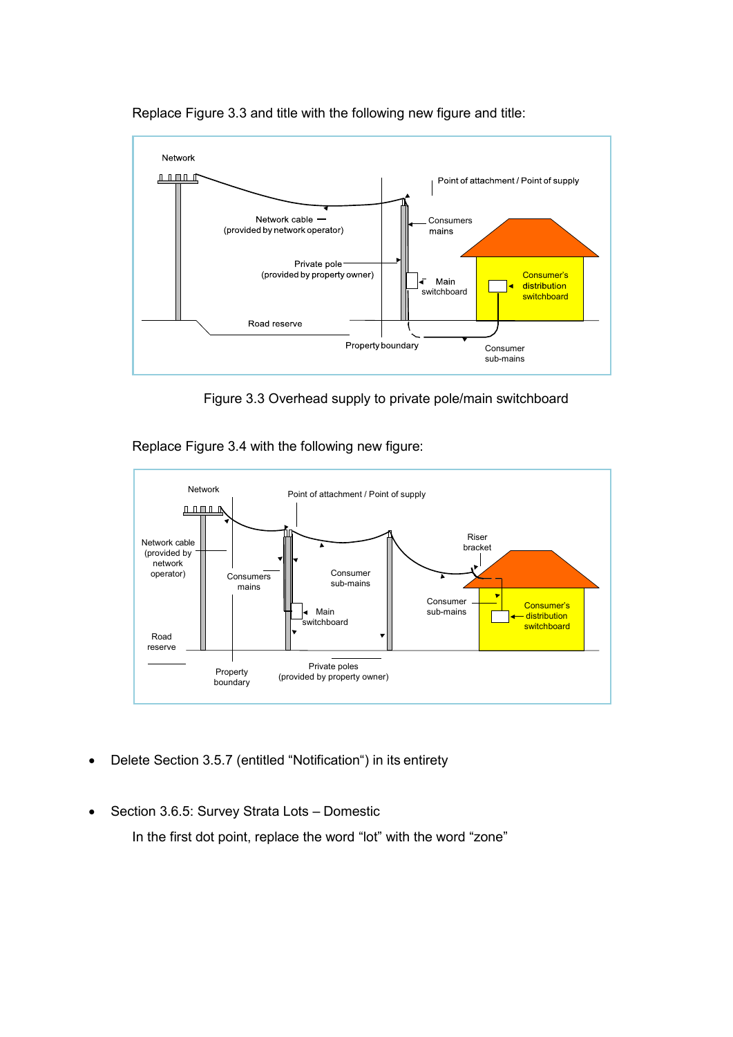Replace Figure 3.3 and title with the following new figure and title:

Figure 3.3 Overhead supply to private pole/main switchboard

Replace Figure 3.4 with the following new figure:

- Delete Section 3.5.7 (entitled "Notification") in its entirety

- Section 3.6.5: Survey Strata Lots – Domestic

  In the first dot point, replace the word "lot" with the word "zone"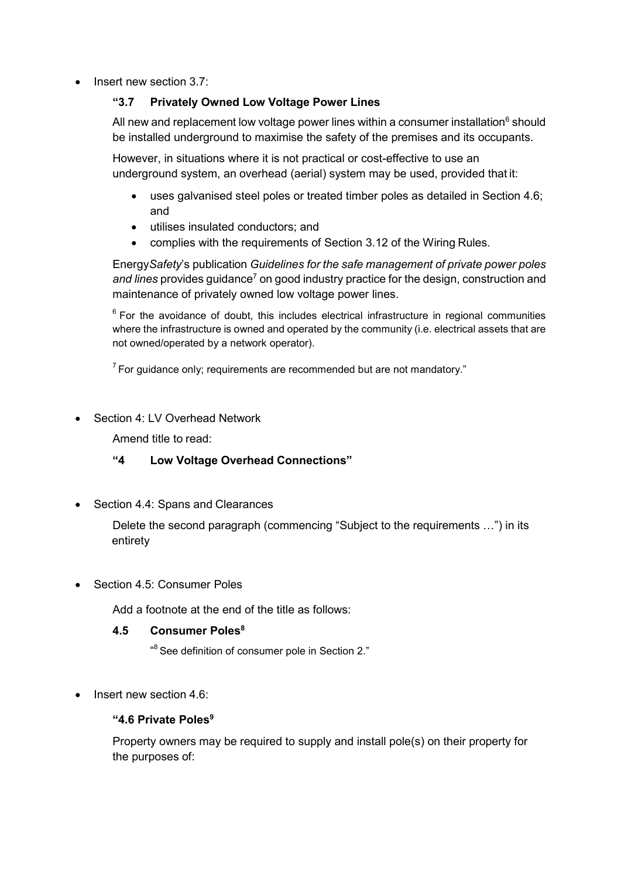- Insert new section 3.7:

  **"3.7 Privately Owned Low Voltage Power Lines**

  All new and replacement low voltage power lines within a consumer installation[6] should be installed underground to maximise the safety of the premises and its occupants.

  However, in situations where it is not practical or cost-effective to use an underground system, an overhead (aerial) system may be used, provided that it:

  - uses galvanised steel poles or treated timber poles as detailed in Section 4.6; and
  - utilises insulated conductors; and
  - complies with the requirements of Section 3.12 of the Wiring Rules.

  Energy*Safety*'s publication *Guidelines for the safe management of private power poles and lines* provides guidance[7] on good industry practice for the design, construction and maintenance of privately owned low voltage power lines.

  [6] For the avoidance of doubt, this includes electrical infrastructure in regional communities where the infrastructure is owned and operated by the community (i.e. electrical assets that are not owned/operated by a network operator).

  [7] For guidance only; requirements are recommended but are not mandatory."

- Section 4: LV Overhead Network

  Amend title to read:

  **"4 Low Voltage Overhead Connections"**

- Section 4.4: Spans and Clearances

  Delete the second paragraph (commencing "Subject to the requirements …") in its entirety

- Section 4.5: Consumer Poles

  Add a footnote at the end of the title as follows:

  **4.5 Consumer Poles[8]**

  "[8] See definition of consumer pole in Section 2."

- Insert new section 4.6:

  **"4.6 Private Poles[9]**

  Property owners may be required to supply and install pole(s) on their property for the purposes of: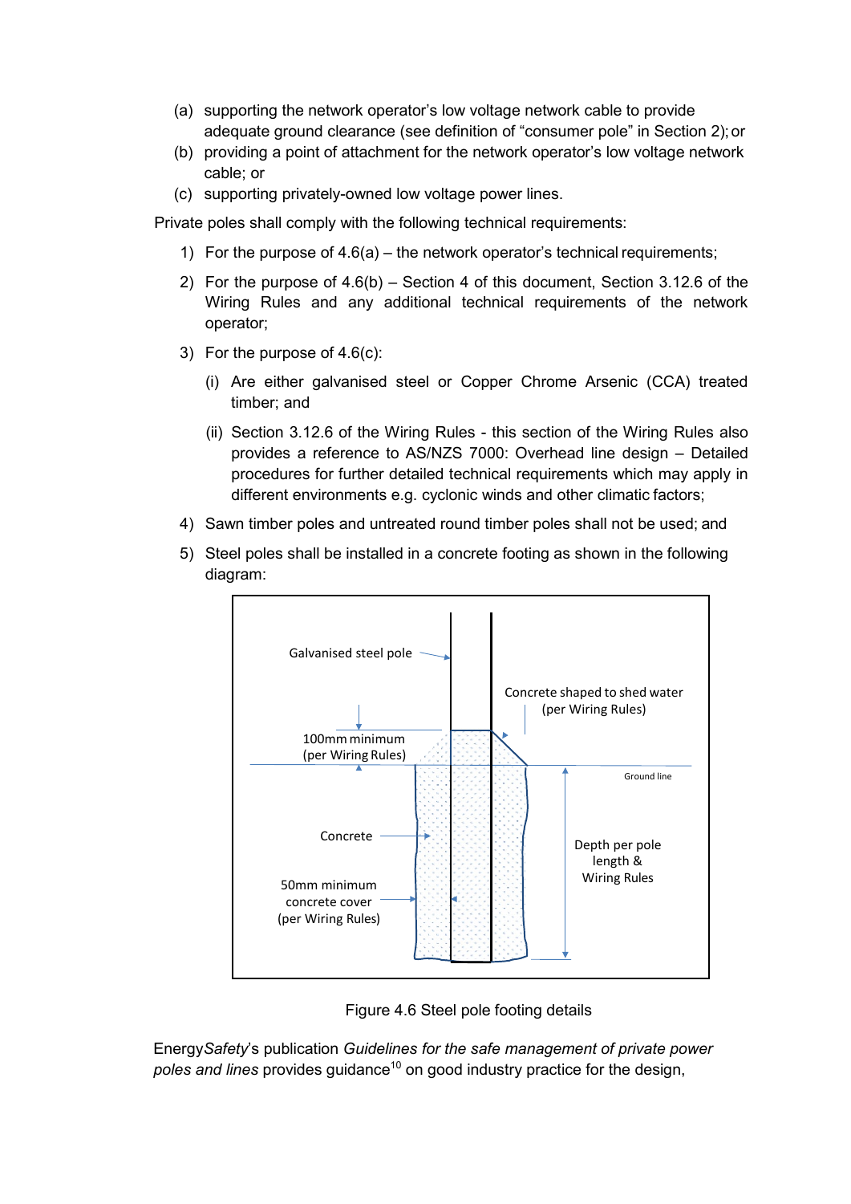(a) supporting the network operator's low voltage network cable to provide adequate ground clearance (see definition of "consumer pole" in Section 2); or
(b) providing a point of attachment for the network operator's low voltage network cable; or
(c) supporting privately-owned low voltage power lines.

Private poles shall comply with the following technical requirements:

1) For the purpose of 4.6(a) – the network operator's technical requirements;
2) For the purpose of 4.6(b) – Section 4 of this document, Section 3.12.6 of the Wiring Rules and any additional technical requirements of the network operator;
3) For the purpose of 4.6(c):
   (i) Are either galvanised steel or Copper Chrome Arsenic (CCA) treated timber; and
   (ii) Section 3.12.6 of the Wiring Rules - this section of the Wiring Rules also provides a reference to AS/NZS 7000: Overhead line design – Detailed procedures for further detailed technical requirements which may apply in different environments e.g. cyclonic winds and other climatic factors;
4) Sawn timber poles and untreated round timber poles shall not be used; and
5) Steel poles shall be installed in a concrete footing as shown in the following diagram:

Figure 4.6 Steel pole footing details

Energy*Safety*'s publication *Guidelines for the safe management of private power poles and lines* provides guidance[10] on good industry practice for the design,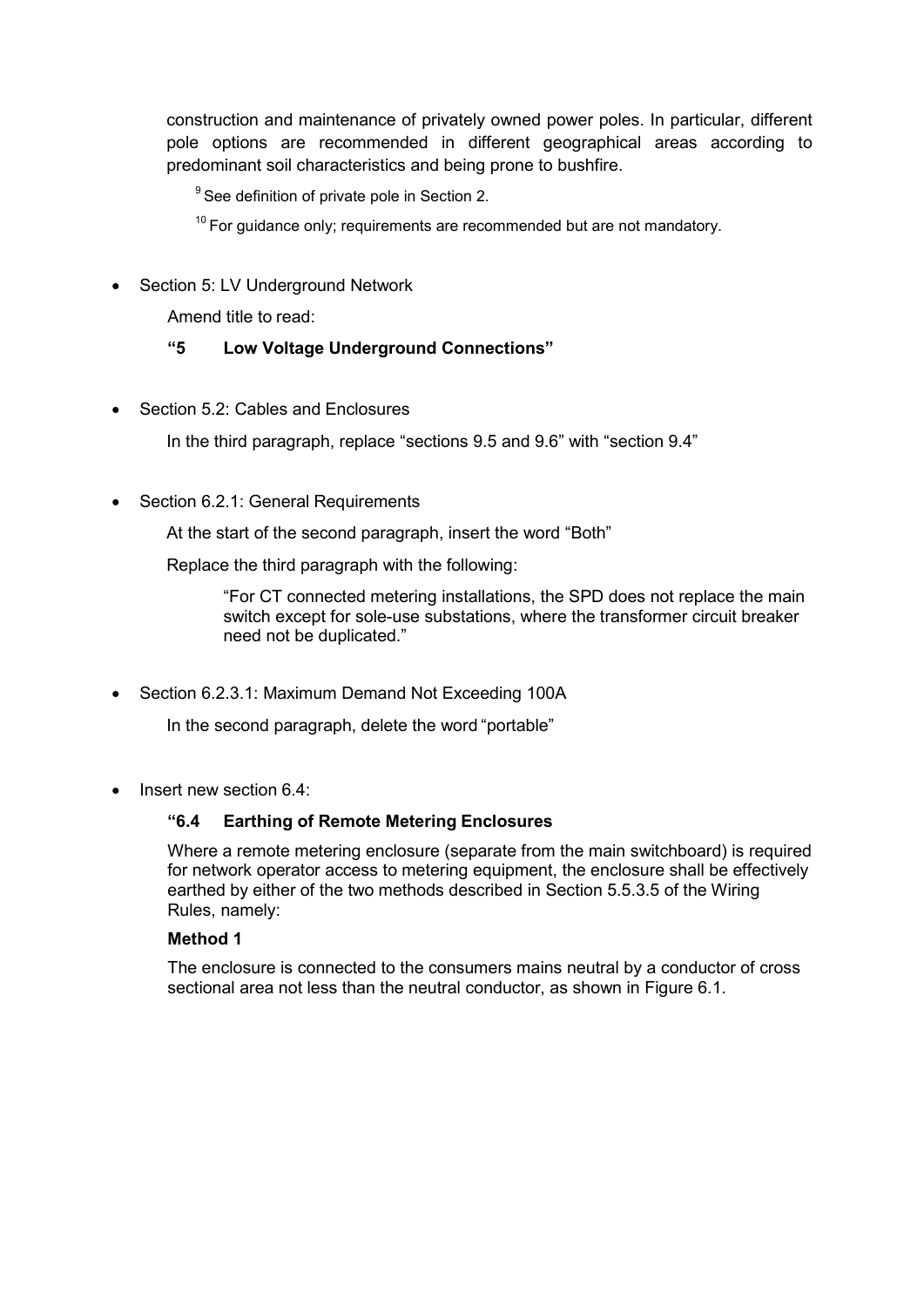construction and maintenance of privately owned power poles. In particular, different pole options are recommended in different geographical areas according to predominant soil characteristics and being prone to bushfire.

[9] See definition of private pole in Section 2.

[10] For guidance only; requirements are recommended but are not mandatory.

- Section 5: LV Underground Network

  Amend title to read:

  **"5 Low Voltage Underground Connections"**

- Section 5.2: Cables and Enclosures

  In the third paragraph, replace "sections 9.5 and 9.6" with "section 9.4"

- Section 6.2.1: General Requirements

  At the start of the second paragraph, insert the word "Both"

  Replace the third paragraph with the following:

  > "For CT connected metering installations, the SPD does not replace the main switch except for sole-use substations, where the transformer circuit breaker need not be duplicated."

- Section 6.2.3.1: Maximum Demand Not Exceeding 100A

  In the second paragraph, delete the word "portable"

- Insert new section 6.4:

  **"6.4 Earthing of Remote Metering Enclosures**

  Where a remote metering enclosure (separate from the main switchboard) is required for network operator access to metering equipment, the enclosure shall be effectively earthed by either of the two methods described in Section 5.5.3.5 of the Wiring Rules, namely:

  **Method 1**

  The enclosure is connected to the consumers mains neutral by a conductor of cross sectional area not less than the neutral conductor, as shown in Figure 6.1.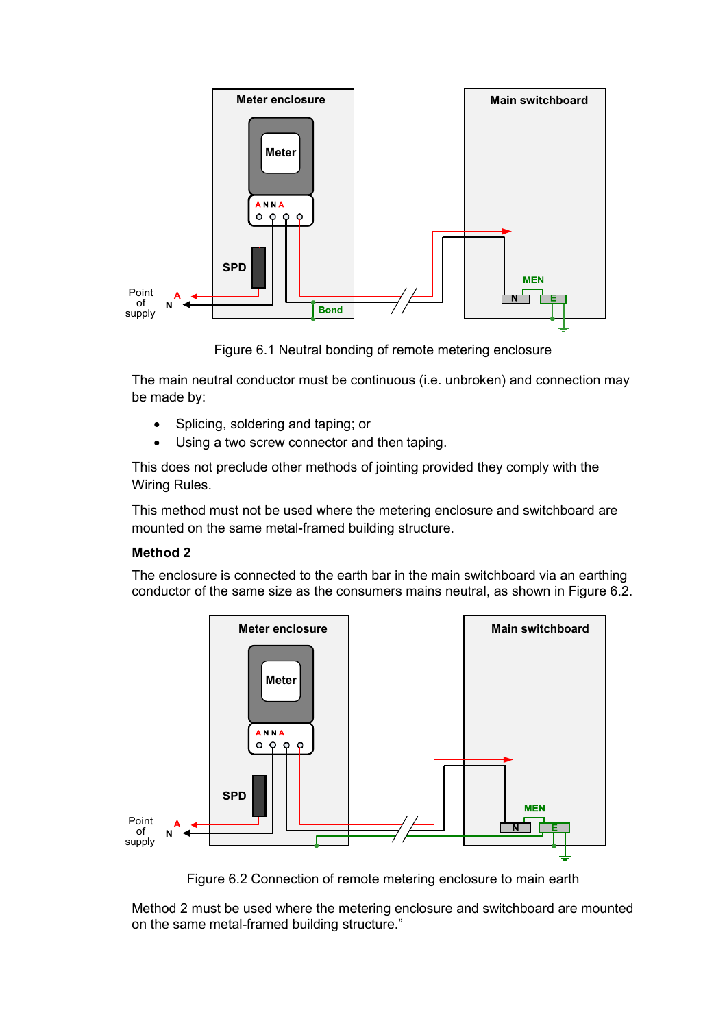Figure 6.1 Neutral bonding of remote metering enclosure

The main neutral conductor must be continuous (i.e. unbroken) and connection may be made by:

- Splicing, soldering and taping; or
- Using a two screw connector and then taping.

This does not preclude other methods of jointing provided they comply with the Wiring Rules.

This method must not be used where the metering enclosure and switchboard are mounted on the same metal-framed building structure.

**Method 2**

The enclosure is connected to the earth bar in the main switchboard via an earthing conductor of the same size as the consumers mains neutral, as shown in Figure 6.2.

Figure 6.2 Connection of remote metering enclosure to main earth

Method 2 must be used where the metering enclosure and switchboard are mounted on the same metal-framed building structure."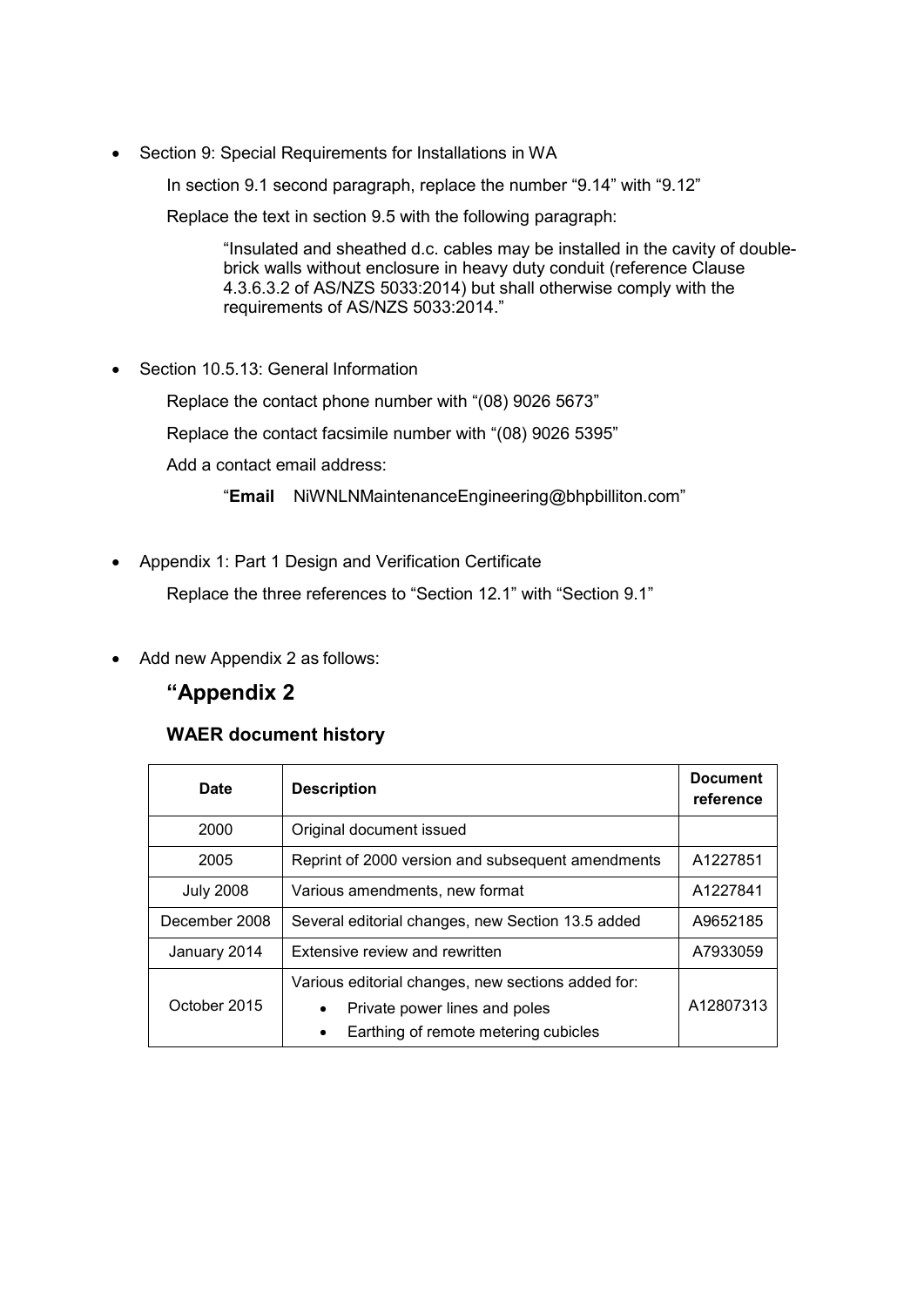- Section 9: Special Requirements for Installations in WA

  In section 9.1 second paragraph, replace the number "9.14" with "9.12"

  Replace the text in section 9.5 with the following paragraph:

  > "Insulated and sheathed d.c. cables may be installed in the cavity of double-brick walls without enclosure in heavy duty conduit (reference Clause 4.3.6.3.2 of AS/NZS 5033:2014) but shall otherwise comply with the requirements of AS/NZS 5033:2014."

- Section 10.5.13: General Information

  Replace the contact phone number with "(08) 9026 5673"

  Replace the contact facsimile number with "(08) 9026 5395"

  Add a contact email address:

  > "**Email** NiWNLNMaintenanceEngineering@bhpbilliton.com"

- Appendix 1: Part 1 Design and Verification Certificate

  Replace the three references to "Section 12.1" with "Section 9.1"

- Add new Appendix 2 as follows:

## "Appendix 2

### WAER document history

| Date | Description | Document reference |
|---|---|---|
| 2000 | Original document issued | |
| 2005 | Reprint of 2000 version and subsequent amendments | A1227851 |
| July 2008 | Various amendments, new format | A1227841 |
| December 2008 | Several editorial changes, new Section 13.5 added | A9652185 |
| January 2014 | Extensive review and rewritten | A7933059 |
| October 2015 | Various editorial changes, new sections added for: • Private power lines and poles • Earthing of remote metering cubicles | A12807313 |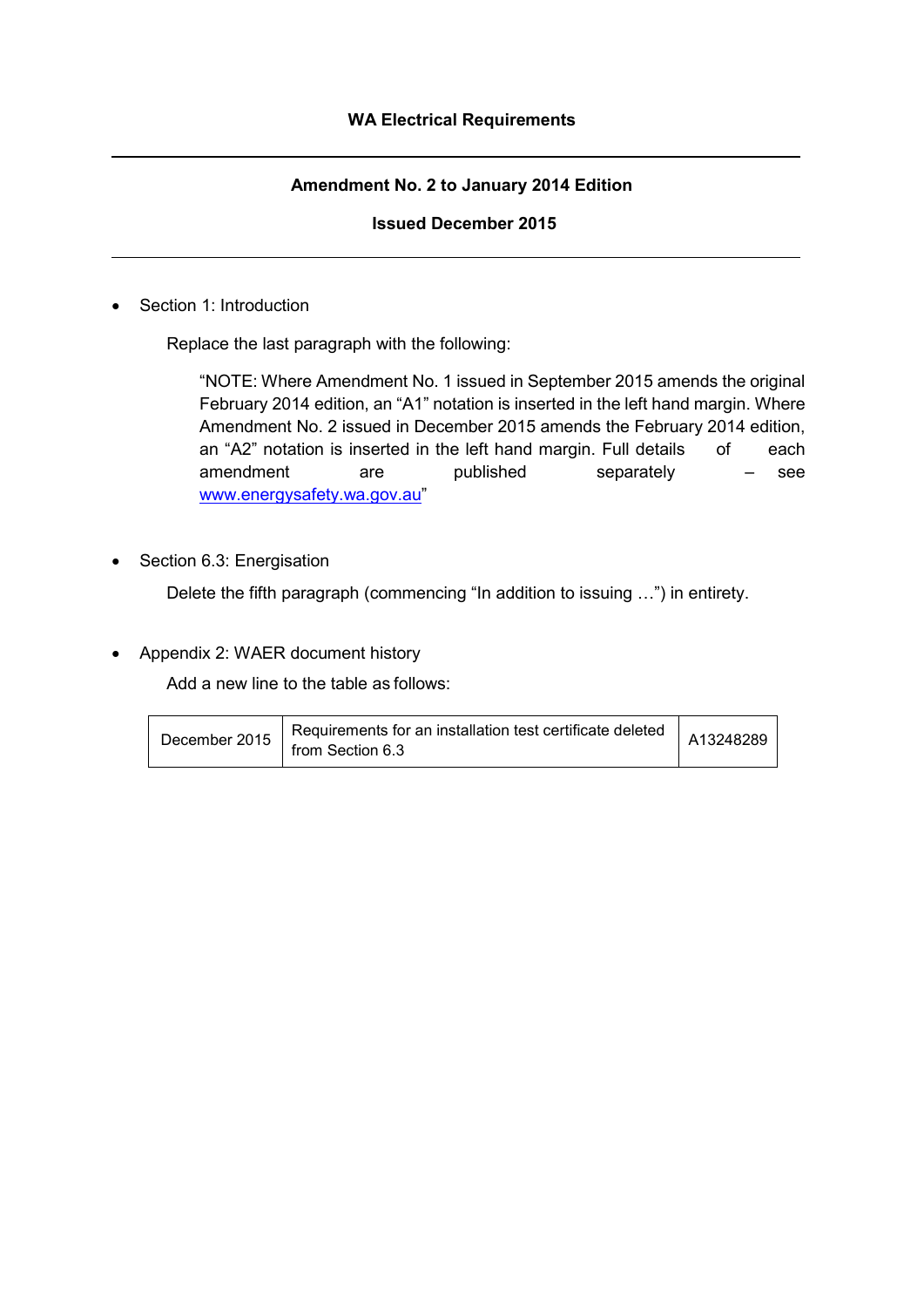**WA Electrical Requirements**

---

**Amendment No. 2 to January 2014 Edition**

**Issued December 2015**

---

- Section 1: Introduction

  Replace the last paragraph with the following:

  > "NOTE: Where Amendment No. 1 issued in September 2015 amends the original February 2014 edition, an "A1" notation is inserted in the left hand margin. Where Amendment No. 2 issued in December 2015 amends the February 2014 edition, an "A2" notation is inserted in the left hand margin. Full details of each amendment are published separately – see www.energysafety.wa.gov.au"

- Section 6.3: Energisation

  Delete the fifth paragraph (commencing "In addition to issuing …") in entirety.

- Appendix 2: WAER document history

  Add a new line to the table as follows:

| | | |
|---|---|---|
| December 2015 | Requirements for an installation test certificate deleted from Section 6.3 | A13248289 |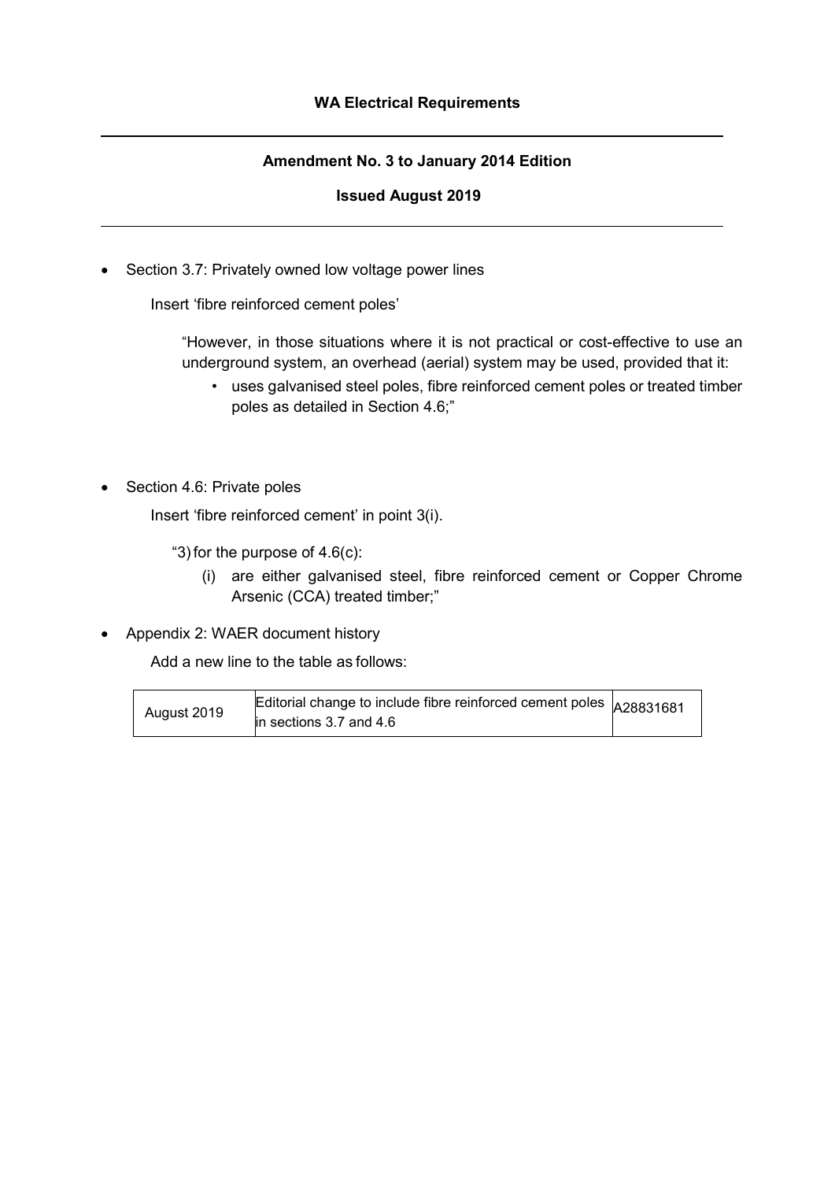**WA Electrical Requirements**

---

**Amendment No. 3 to January 2014 Edition**

**Issued August 2019**

---

- Section 3.7: Privately owned low voltage power lines

  Insert 'fibre reinforced cement poles'

  > "However, in those situations where it is not practical or cost-effective to use an underground system, an overhead (aerial) system may be used, provided that it:
  >
  > - uses galvanised steel poles, fibre reinforced cement poles or treated timber poles as detailed in Section 4.6;"

- Section 4.6: Private poles

  Insert 'fibre reinforced cement' in point 3(i).

  > "3) for the purpose of 4.6(c):
  >
  > (i) are either galvanised steel, fibre reinforced cement or Copper Chrome Arsenic (CCA) treated timber;"

- Appendix 2: WAER document history

  Add a new line to the table as follows:

| | | |
|---|---|---|
| August 2019 | Editorial change to include fibre reinforced cement poles in sections 3.7 and 4.6 | A28831681 |